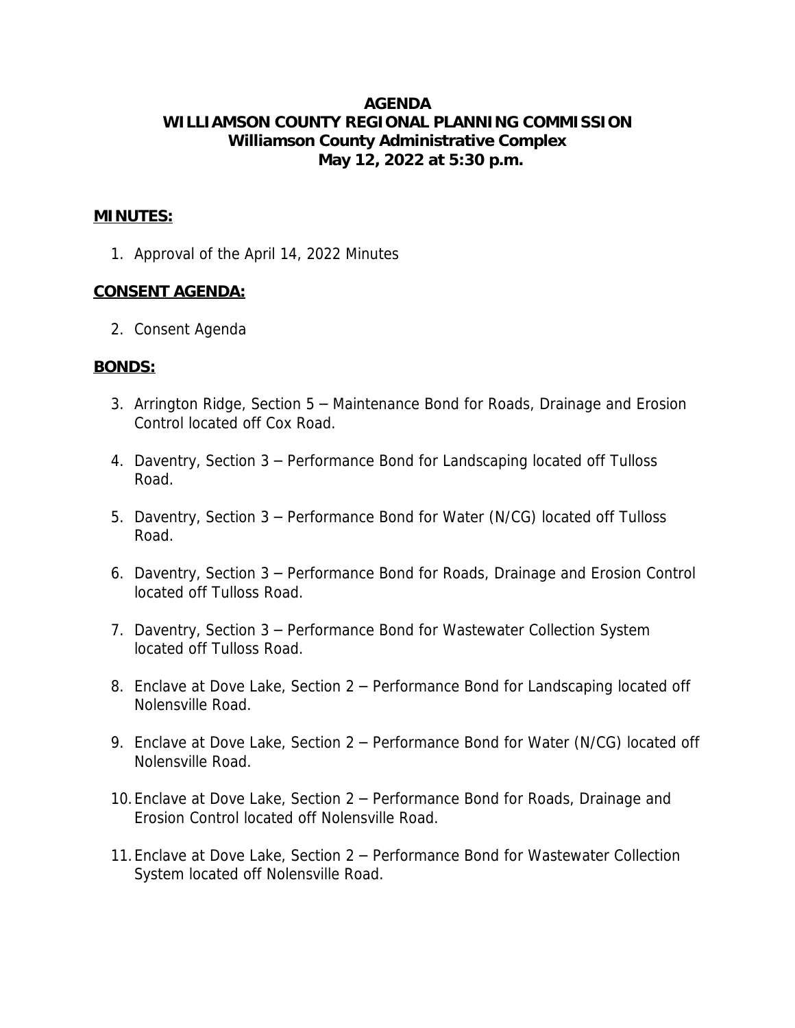# AGENDA
# WILLIAMSON COUNTY REGIONAL PLANNING COMMISSION
## Williamson County Administrative Complex
## May 12, 2022 at 5:30 p.m.

**MINUTES:**

1. Approval of the April 14, 2022 Minutes

**CONSENT AGENDA:**

2. Consent Agenda

**BONDS:**

3. Arrington Ridge, Section 5 – Maintenance Bond for Roads, Drainage and Erosion Control located off Cox Road.
4. Daventry, Section 3 – Performance Bond for Landscaping located off Tulloss Road.
5. Daventry, Section 3 – Performance Bond for Water (N/CG) located off Tulloss Road.
6. Daventry, Section 3 – Performance Bond for Roads, Drainage and Erosion Control located off Tulloss Road.
7. Daventry, Section 3 – Performance Bond for Wastewater Collection System located off Tulloss Road.
8. Enclave at Dove Lake, Section 2 – Performance Bond for Landscaping located off Nolensville Road.
9. Enclave at Dove Lake, Section 2 – Performance Bond for Water (N/CG) located off Nolensville Road.
10. Enclave at Dove Lake, Section 2 – Performance Bond for Roads, Drainage and Erosion Control located off Nolensville Road.
11. Enclave at Dove Lake, Section 2 – Performance Bond for Wastewater Collection System located off Nolensville Road.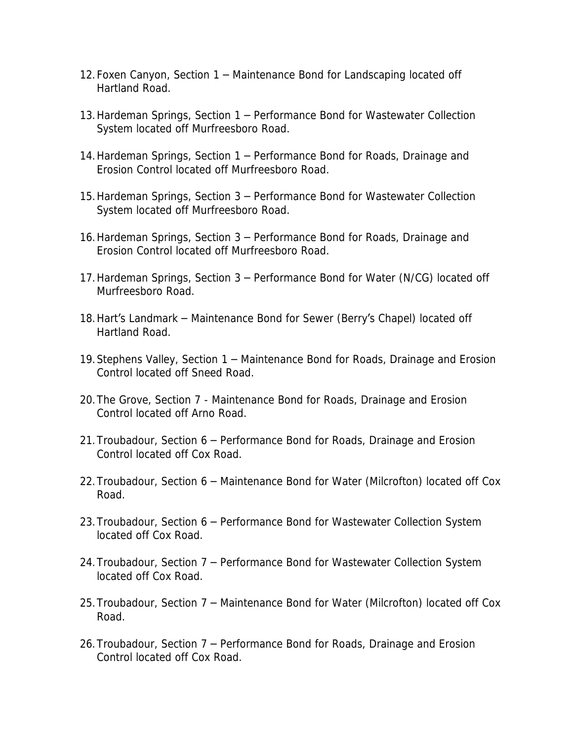12. Foxen Canyon, Section 1 – Maintenance Bond for Landscaping located off Hartland Road.

13. Hardeman Springs, Section 1 – Performance Bond for Wastewater Collection System located off Murfreesboro Road.

14. Hardeman Springs, Section 1 – Performance Bond for Roads, Drainage and Erosion Control located off Murfreesboro Road.

15. Hardeman Springs, Section 3 – Performance Bond for Wastewater Collection System located off Murfreesboro Road.

16. Hardeman Springs, Section 3 – Performance Bond for Roads, Drainage and Erosion Control located off Murfreesboro Road.

17. Hardeman Springs, Section 3 – Performance Bond for Water (N/CG) located off Murfreesboro Road.

18. Hart's Landmark – Maintenance Bond for Sewer (Berry's Chapel) located off Hartland Road.

19. Stephens Valley, Section 1 – Maintenance Bond for Roads, Drainage and Erosion Control located off Sneed Road.

20. The Grove, Section 7 - Maintenance Bond for Roads, Drainage and Erosion Control located off Arno Road.

21. Troubadour, Section 6 – Performance Bond for Roads, Drainage and Erosion Control located off Cox Road.

22. Troubadour, Section 6 – Maintenance Bond for Water (Milcrofton) located off Cox Road.

23. Troubadour, Section 6 – Performance Bond for Wastewater Collection System located off Cox Road.

24. Troubadour, Section 7 – Performance Bond for Wastewater Collection System located off Cox Road.

25. Troubadour, Section 7 – Maintenance Bond for Water (Milcrofton) located off Cox Road.

26. Troubadour, Section 7 – Performance Bond for Roads, Drainage and Erosion Control located off Cox Road.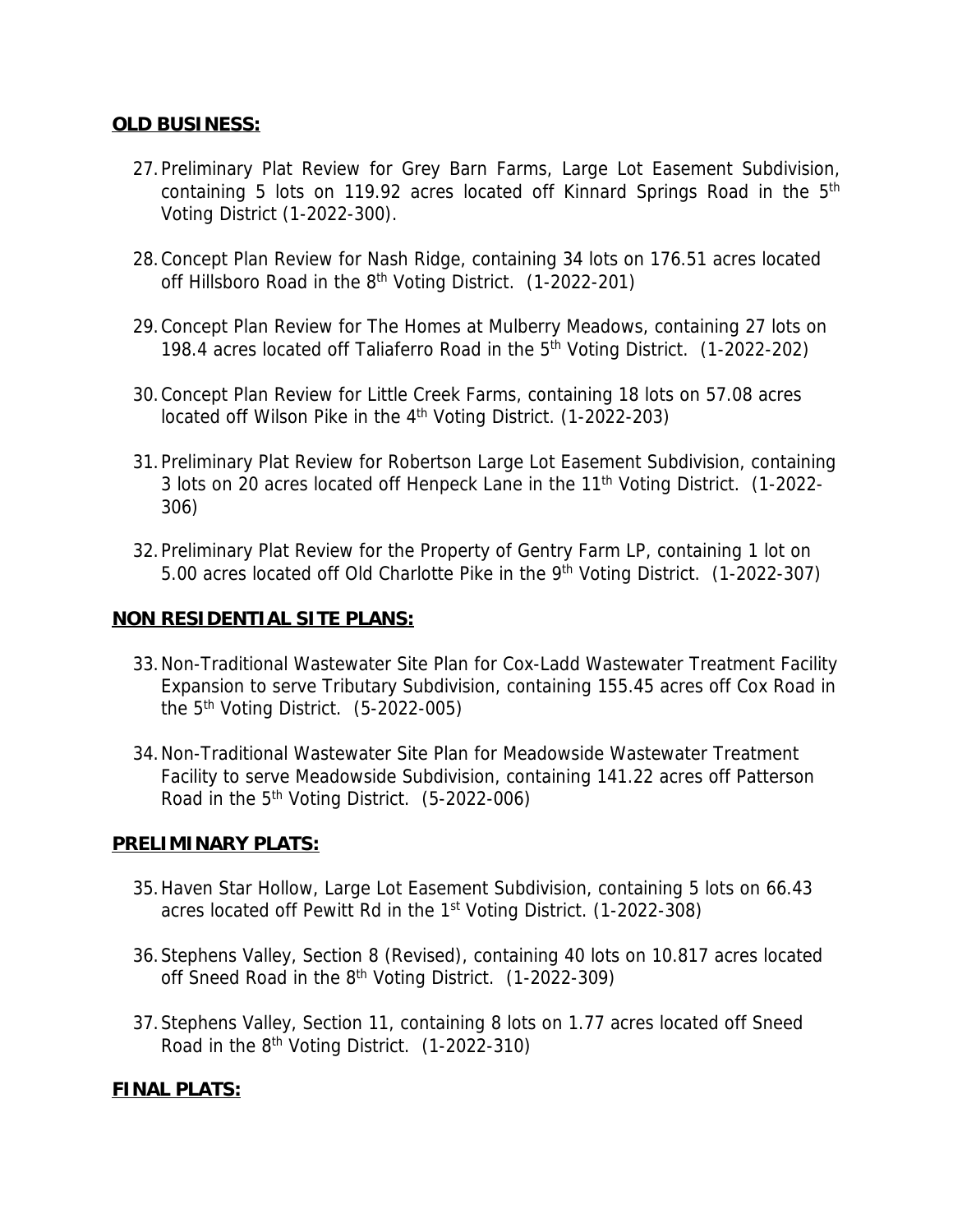**OLD BUSINESS:**

27. Preliminary Plat Review for Grey Barn Farms, Large Lot Easement Subdivision, containing 5 lots on 119.92 acres located off Kinnard Springs Road in the 5th Voting District (1-2022-300).

28. Concept Plan Review for Nash Ridge, containing 34 lots on 176.51 acres located off Hillsboro Road in the 8th Voting District. (1-2022-201)

29. Concept Plan Review for The Homes at Mulberry Meadows, containing 27 lots on 198.4 acres located off Taliaferro Road in the 5th Voting District. (1-2022-202)

30. Concept Plan Review for Little Creek Farms, containing 18 lots on 57.08 acres located off Wilson Pike in the 4th Voting District. (1-2022-203)

31. Preliminary Plat Review for Robertson Large Lot Easement Subdivision, containing 3 lots on 20 acres located off Henpeck Lane in the 11th Voting District. (1-2022-306)

32. Preliminary Plat Review for the Property of Gentry Farm LP, containing 1 lot on 5.00 acres located off Old Charlotte Pike in the 9th Voting District. (1-2022-307)

**NON RESIDENTIAL SITE PLANS:**

33. Non-Traditional Wastewater Site Plan for Cox-Ladd Wastewater Treatment Facility Expansion to serve Tributary Subdivision, containing 155.45 acres off Cox Road in the 5th Voting District. (5-2022-005)

34. Non-Traditional Wastewater Site Plan for Meadowside Wastewater Treatment Facility to serve Meadowside Subdivision, containing 141.22 acres off Patterson Road in the 5th Voting District. (5-2022-006)

**PRELIMINARY PLATS:**

35. Haven Star Hollow, Large Lot Easement Subdivision, containing 5 lots on 66.43 acres located off Pewitt Rd in the 1st Voting District. (1-2022-308)

36. Stephens Valley, Section 8 (Revised), containing 40 lots on 10.817 acres located off Sneed Road in the 8th Voting District. (1-2022-309)

37. Stephens Valley, Section 11, containing 8 lots on 1.77 acres located off Sneed Road in the 8th Voting District. (1-2022-310)

**FINAL PLATS:**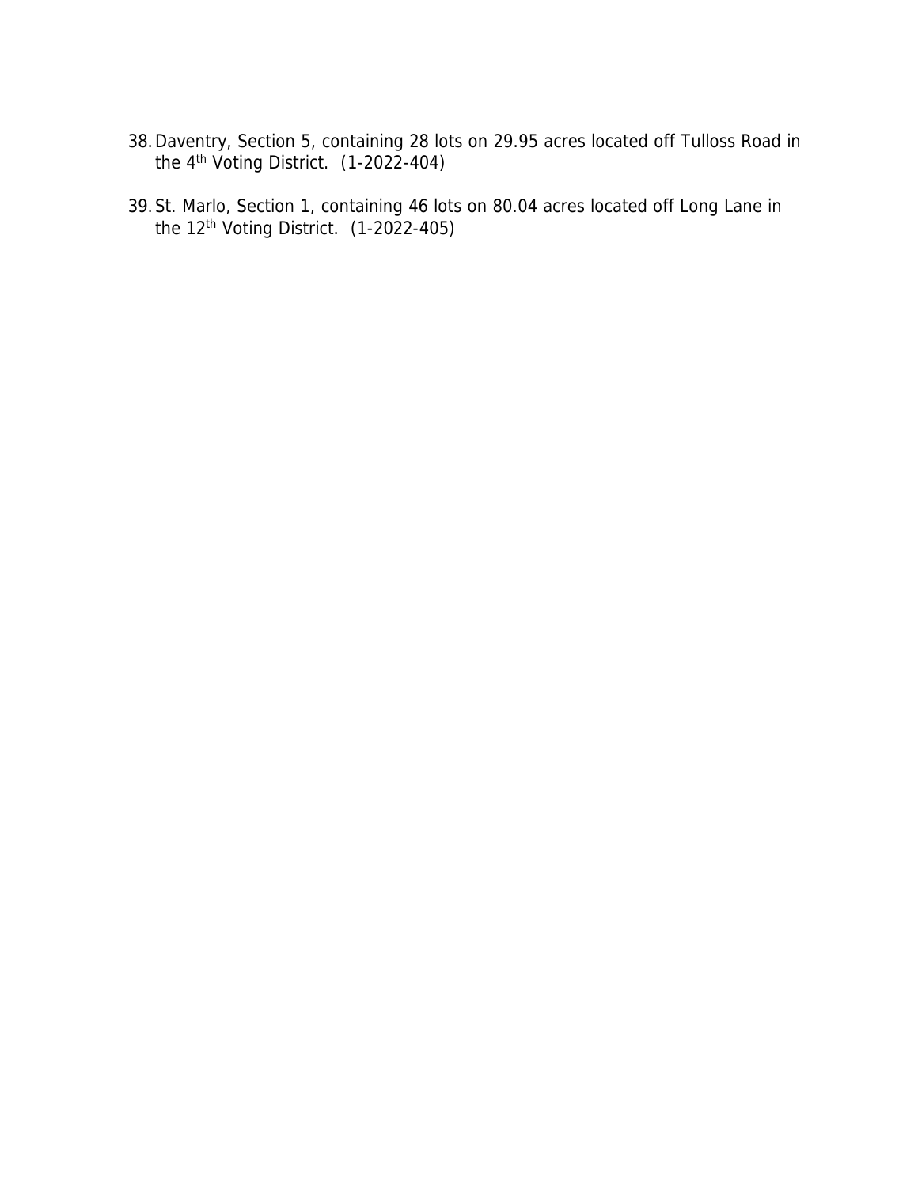38. Daventry, Section 5, containing 28 lots on 29.95 acres located off Tulloss Road in the 4th Voting District. (1-2022-404)

39. St. Marlo, Section 1, containing 46 lots on 80.04 acres located off Long Lane in the 12th Voting District. (1-2022-405)